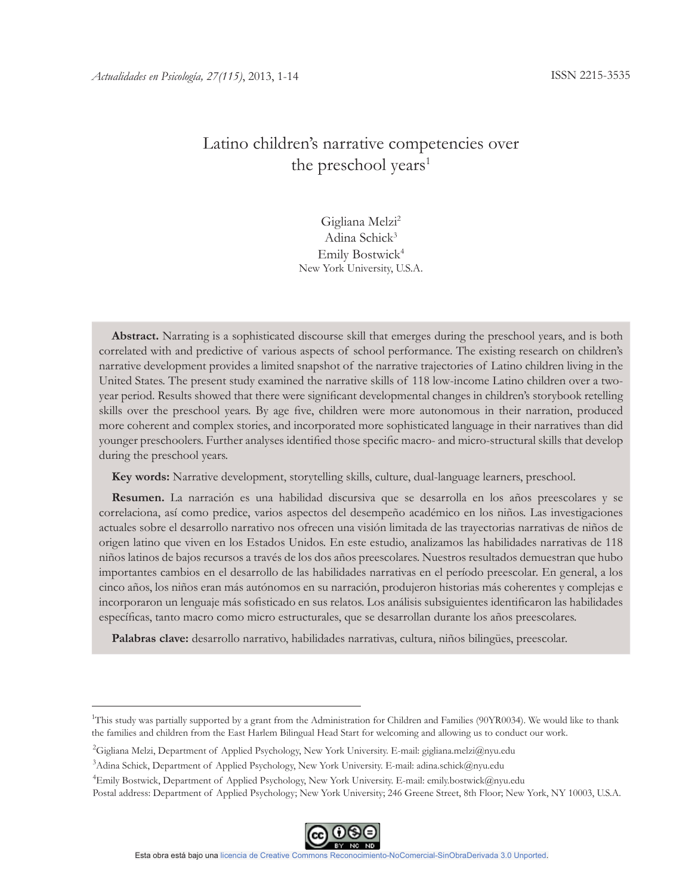# Latino children's narrative competencies over the preschool years[1]

Gigliana Melzi[2]
Adina Schick[3]
Emily Bostwick[4]
New York University, U.S.A.

**Abstract.** Narrating is a sophisticated discourse skill that emerges during the preschool years, and is both correlated with and predictive of various aspects of school performance. The existing research on children's narrative development provides a limited snapshot of the narrative trajectories of Latino children living in the United States. The present study examined the narrative skills of 118 low-income Latino children over a two-year period. Results showed that there were significant developmental changes in children's storybook retelling skills over the preschool years. By age five, children were more autonomous in their narration, produced more coherent and complex stories, and incorporated more sophisticated language in their narratives than did younger preschoolers. Further analyses identified those specific macro- and micro-structural skills that develop during the preschool years.

**Key words:** Narrative development, storytelling skills, culture, dual-language learners, preschool.

**Resumen.** La narración es una habilidad discursiva que se desarrolla en los años preescolares y se correlaciona, así como predice, varios aspectos del desempeño académico en los niños. Las investigaciones actuales sobre el desarrollo narrativo nos ofrecen una visión limitada de las trayectorias narrativas de niños de origen latino que viven en los Estados Unidos. En este estudio, analizamos las habilidades narrativas de 118 niños latinos de bajos recursos a través de los dos años preescolares. Nuestros resultados demuestran que hubo importantes cambios en el desarrollo de las habilidades narrativas en el período preescolar. En general, a los cinco años, los niños eran más autónomos en su narración, produjeron historias más coherentes y complejas e incorporaron un lenguaje más sofisticado en sus relatos. Los análisis subsiguientes identificaron las habilidades específicas, tanto macro como micro estructurales, que se desarrollan durante los años preescolares.

**Palabras clave:** desarrollo narrativo, habilidades narrativas, cultura, niños bilingües, preescolar.

---

[1] This study was partially supported by a grant from the Administration for Children and Families (90YR0034). We would like to thank the families and children from the East Harlem Bilingual Head Start for welcoming and allowing us to conduct our work.

[2] Gigliana Melzi, Department of Applied Psychology, New York University. E-mail: gigliana.melzi@nyu.edu

[3] Adina Schick, Department of Applied Psychology, New York University. E-mail: adina.schick@nyu.edu

[4] Emily Bostwick, Department of Applied Psychology, New York University. E-mail: emily.bostwick@nyu.edu

Postal address: Department of Applied Psychology; New York University; 246 Greene Street, 8th Floor; New York, NY 10003, U.S.A.

Esta obra está bajo una licencia de Creative Commons Reconocimiento-NoComercial-SinObraDerivada 3.0 Unported.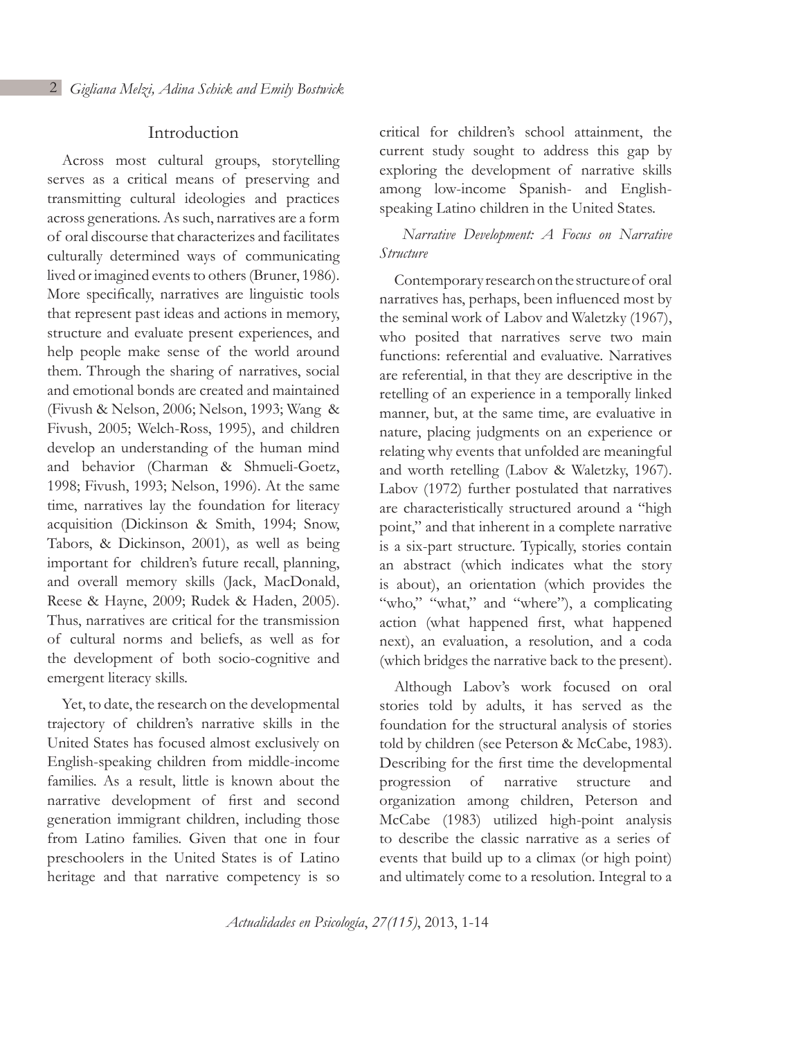## Introduction

Across most cultural groups, storytelling serves as a critical means of preserving and transmitting cultural ideologies and practices across generations. As such, narratives are a form of oral discourse that characterizes and facilitates culturally determined ways of communicating lived or imagined events to others (Bruner, 1986). More specifically, narratives are linguistic tools that represent past ideas and actions in memory, structure and evaluate present experiences, and help people make sense of the world around them. Through the sharing of narratives, social and emotional bonds are created and maintained (Fivush & Nelson, 2006; Nelson, 1993; Wang & Fivush, 2005; Welch-Ross, 1995), and children develop an understanding of the human mind and behavior (Charman & Shmueli-Goetz, 1998; Fivush, 1993; Nelson, 1996). At the same time, narratives lay the foundation for literacy acquisition (Dickinson & Smith, 1994; Snow, Tabors, & Dickinson, 2001), as well as being important for children's future recall, planning, and overall memory skills (Jack, MacDonald, Reese & Hayne, 2009; Rudek & Haden, 2005). Thus, narratives are critical for the transmission of cultural norms and beliefs, as well as for the development of both socio-cognitive and emergent literacy skills.

Yet, to date, the research on the developmental trajectory of children's narrative skills in the United States has focused almost exclusively on English-speaking children from middle-income families. As a result, little is known about the narrative development of first and second generation immigrant children, including those from Latino families. Given that one in four preschoolers in the United States is of Latino heritage and that narrative competency is so critical for children's school attainment, the current study sought to address this gap by exploring the development of narrative skills among low-income Spanish- and English-speaking Latino children in the United States.

### *Narrative Development: A Focus on Narrative Structure*

Contemporary research on the structure of oral narratives has, perhaps, been influenced most by the seminal work of Labov and Waletzky (1967), who posited that narratives serve two main functions: referential and evaluative. Narratives are referential, in that they are descriptive in the retelling of an experience in a temporally linked manner, but, at the same time, are evaluative in nature, placing judgments on an experience or relating why events that unfolded are meaningful and worth retelling (Labov & Waletzky, 1967). Labov (1972) further postulated that narratives are characteristically structured around a "high point," and that inherent in a complete narrative is a six-part structure. Typically, stories contain an abstract (which indicates what the story is about), an orientation (which provides the "who," "what," and "where"), a complicating action (what happened first, what happened next), an evaluation, a resolution, and a coda (which bridges the narrative back to the present).

Although Labov's work focused on oral stories told by adults, it has served as the foundation for the structural analysis of stories told by children (see Peterson & McCabe, 1983). Describing for the first time the developmental progression of narrative structure and organization among children, Peterson and McCabe (1983) utilized high-point analysis to describe the classic narrative as a series of events that build up to a climax (or high point) and ultimately come to a resolution. Integral to a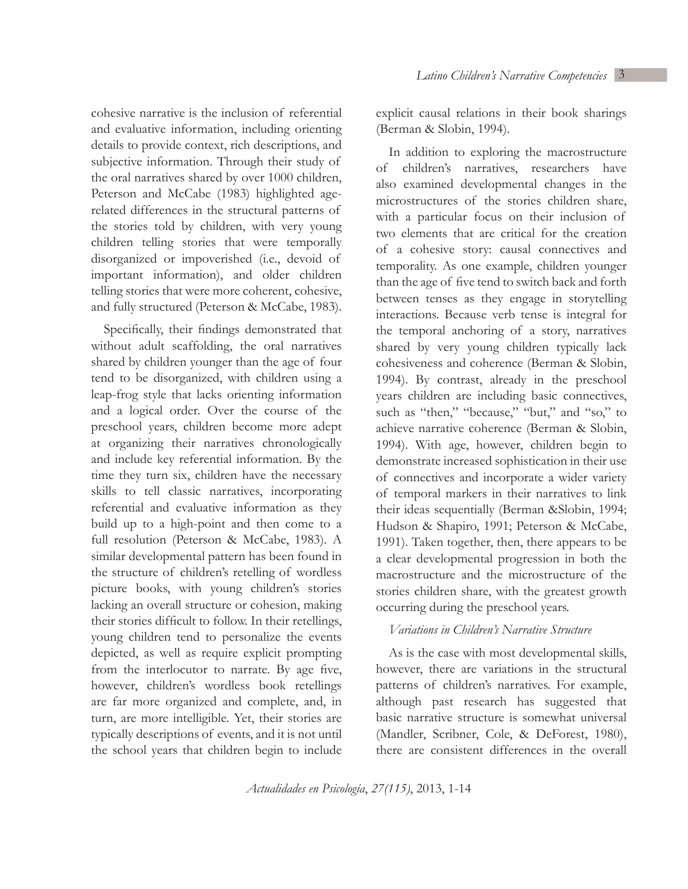cohesive narrative is the inclusion of referential and evaluative information, including orienting details to provide context, rich descriptions, and subjective information. Through their study of the oral narratives shared by over 1000 children, Peterson and McCabe (1983) highlighted age-related differences in the structural patterns of the stories told by children, with very young children telling stories that were temporally disorganized or impoverished (i.e., devoid of important information), and older children telling stories that were more coherent, cohesive, and fully structured (Peterson & McCabe, 1983).

Specifically, their findings demonstrated that without adult scaffolding, the oral narratives shared by children younger than the age of four tend to be disorganized, with children using a leap-frog style that lacks orienting information and a logical order. Over the course of the preschool years, children become more adept at organizing their narratives chronologically and include key referential information. By the time they turn six, children have the necessary skills to tell classic narratives, incorporating referential and evaluative information as they build up to a high-point and then come to a full resolution (Peterson & McCabe, 1983). A similar developmental pattern has been found in the structure of children's retelling of wordless picture books, with young children's stories lacking an overall structure or cohesion, making their stories difficult to follow. In their retellings, young children tend to personalize the events depicted, as well as require explicit prompting from the interlocutor to narrate. By age five, however, children's wordless book retellings are far more organized and complete, and, in turn, are more intelligible. Yet, their stories are typically descriptions of events, and it is not until the school years that children begin to include explicit causal relations in their book sharings (Berman & Slobin, 1994).

In addition to exploring the macrostructure of children's narratives, researchers have also examined developmental changes in the microstructures of the stories children share, with a particular focus on their inclusion of two elements that are critical for the creation of a cohesive story: causal connectives and temporality. As one example, children younger than the age of five tend to switch back and forth between tenses as they engage in storytelling interactions. Because verb tense is integral for the temporal anchoring of a story, narratives shared by very young children typically lack cohesiveness and coherence (Berman & Slobin, 1994). By contrast, already in the preschool years children are including basic connectives, such as "then," "because," "but," and "so," to achieve narrative coherence (Berman & Slobin, 1994). With age, however, children begin to demonstrate increased sophistication in their use of connectives and incorporate a wider variety of temporal markers in their narratives to link their ideas sequentially (Berman &Slobin, 1994; Hudson & Shapiro, 1991; Peterson & McCabe, 1991). Taken together, then, there appears to be a clear developmental progression in both the macrostructure and the microstructure of the stories children share, with the greatest growth occurring during the preschool years.

### *Variations in Children's Narrative Structure*

As is the case with most developmental skills, however, there are variations in the structural patterns of children's narratives. For example, although past research has suggested that basic narrative structure is somewhat universal (Mandler, Scribner, Cole, & DeForest, 1980), there are consistent differences in the overall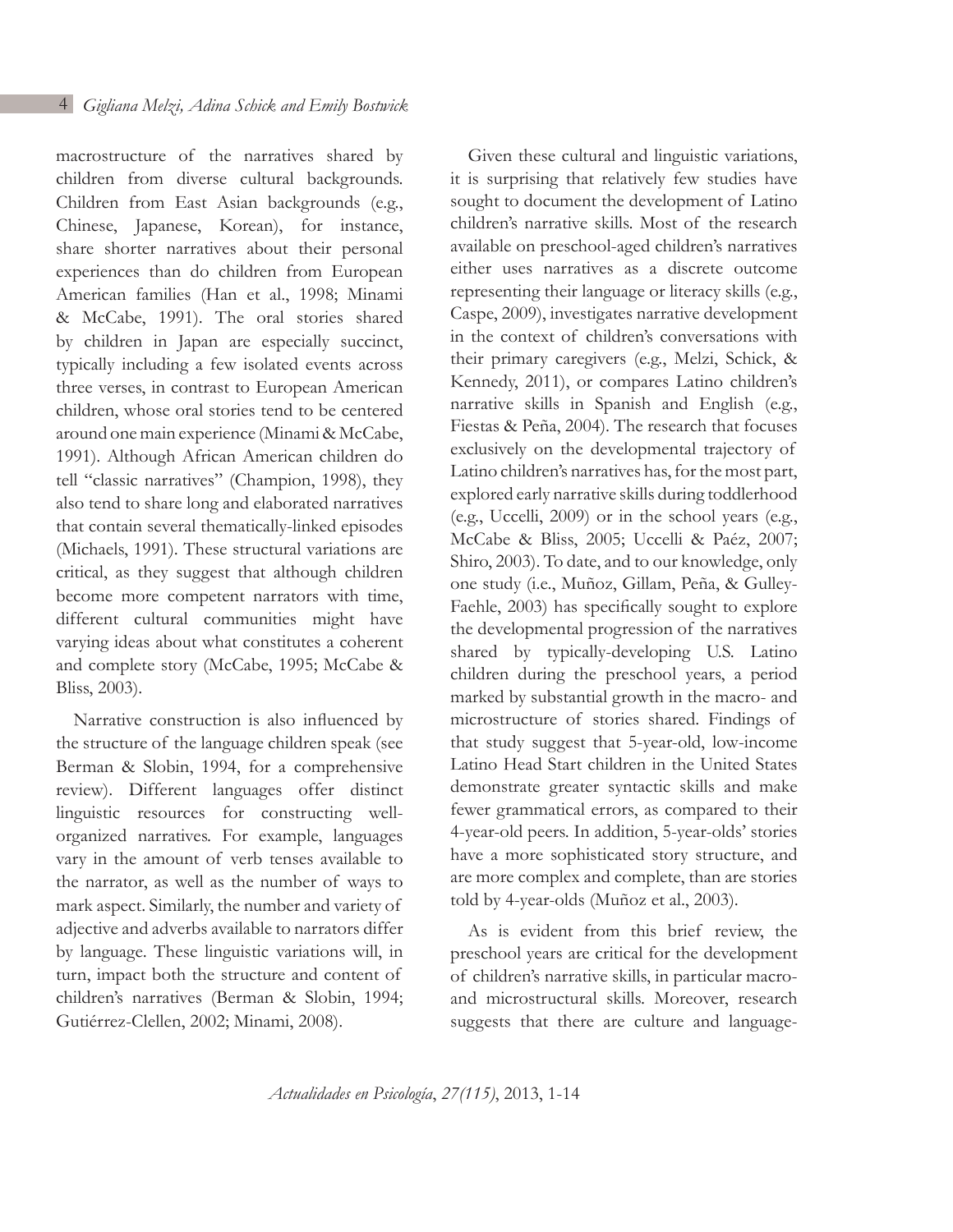macrostructure of the narratives shared by children from diverse cultural backgrounds. Children from East Asian backgrounds (e.g., Chinese, Japanese, Korean), for instance, share shorter narratives about their personal experiences than do children from European American families (Han et al., 1998; Minami & McCabe, 1991). The oral stories shared by children in Japan are especially succinct, typically including a few isolated events across three verses, in contrast to European American children, whose oral stories tend to be centered around one main experience (Minami & McCabe, 1991). Although African American children do tell "classic narratives" (Champion, 1998), they also tend to share long and elaborated narratives that contain several thematically-linked episodes (Michaels, 1991). These structural variations are critical, as they suggest that although children become more competent narrators with time, different cultural communities might have varying ideas about what constitutes a coherent and complete story (McCabe, 1995; McCabe & Bliss, 2003).

Narrative construction is also influenced by the structure of the language children speak (see Berman & Slobin, 1994, for a comprehensive review). Different languages offer distinct linguistic resources for constructing well-organized narratives. For example, languages vary in the amount of verb tenses available to the narrator, as well as the number of ways to mark aspect. Similarly, the number and variety of adjective and adverbs available to narrators differ by language. These linguistic variations will, in turn, impact both the structure and content of children's narratives (Berman & Slobin, 1994; Gutiérrez-Clellen, 2002; Minami, 2008).

Given these cultural and linguistic variations, it is surprising that relatively few studies have sought to document the development of Latino children's narrative skills. Most of the research available on preschool-aged children's narratives either uses narratives as a discrete outcome representing their language or literacy skills (e.g., Caspe, 2009), investigates narrative development in the context of children's conversations with their primary caregivers (e.g., Melzi, Schick, & Kennedy, 2011), or compares Latino children's narrative skills in Spanish and English (e.g., Fiestas & Peña, 2004). The research that focuses exclusively on the developmental trajectory of Latino children's narratives has, for the most part, explored early narrative skills during toddlerhood (e.g., Uccelli, 2009) or in the school years (e.g., McCabe & Bliss, 2005; Uccelli & Paéz, 2007; Shiro, 2003). To date, and to our knowledge, only one study (i.e., Muñoz, Gillam, Peña, & Gulley-Faehle, 2003) has specifically sought to explore the developmental progression of the narratives shared by typically-developing U.S. Latino children during the preschool years, a period marked by substantial growth in the macro- and microstructure of stories shared. Findings of that study suggest that 5-year-old, low-income Latino Head Start children in the United States demonstrate greater syntactic skills and make fewer grammatical errors, as compared to their 4-year-old peers. In addition, 5-year-olds' stories have a more sophisticated story structure, and are more complex and complete, than are stories told by 4-year-olds (Muñoz et al., 2003).

As is evident from this brief review, the preschool years are critical for the development of children's narrative skills, in particular macro- and microstructural skills. Moreover, research suggests that there are culture and language-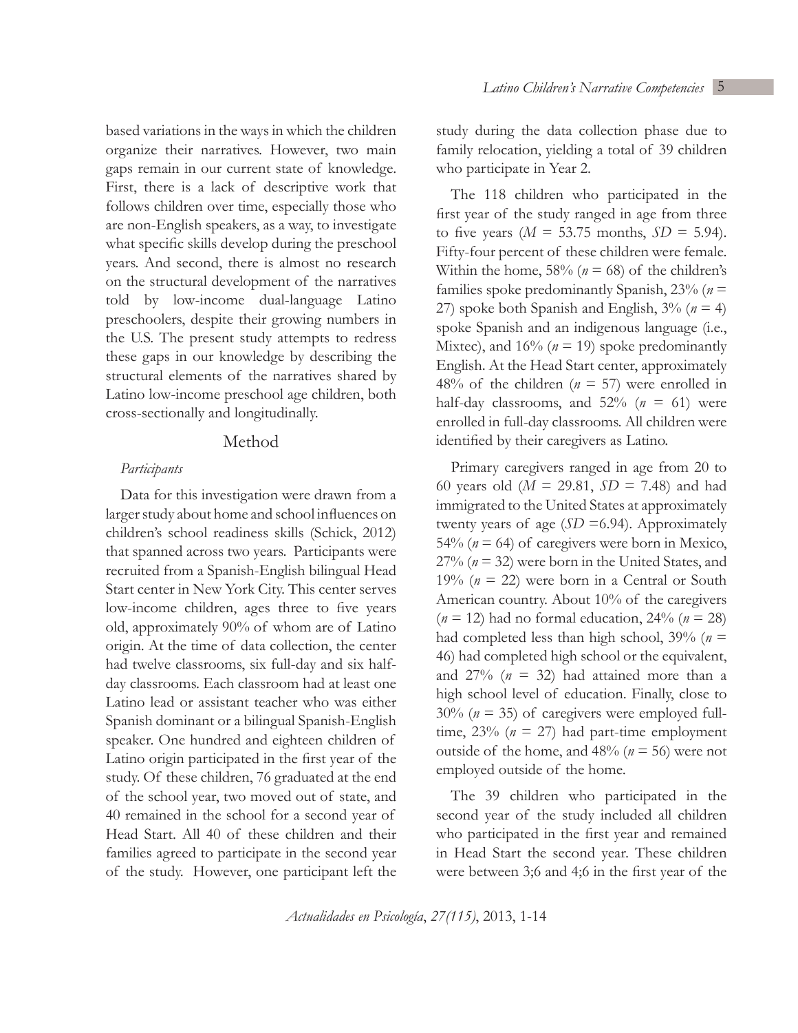based variations in the ways in which the children organize their narratives. However, two main gaps remain in our current state of knowledge. First, there is a lack of descriptive work that follows children over time, especially those who are non-English speakers, as a way, to investigate what specific skills develop during the preschool years. And second, there is almost no research on the structural development of the narratives told by low-income dual-language Latino preschoolers, despite their growing numbers in the U.S. The present study attempts to redress these gaps in our knowledge by describing the structural elements of the narratives shared by Latino low-income preschool age children, both cross-sectionally and longitudinally.

## Method

### *Participants*

Data for this investigation were drawn from a larger study about home and school influences on children's school readiness skills (Schick, 2012) that spanned across two years. Participants were recruited from a Spanish-English bilingual Head Start center in New York City. This center serves low-income children, ages three to five years old, approximately 90% of whom are of Latino origin. At the time of data collection, the center had twelve classrooms, six full-day and six half-day classrooms. Each classroom had at least one Latino lead or assistant teacher who was either Spanish dominant or a bilingual Spanish-English speaker. One hundred and eighteen children of Latino origin participated in the first year of the study. Of these children, 76 graduated at the end of the school year, two moved out of state, and 40 remained in the school for a second year of Head Start. All 40 of these children and their families agreed to participate in the second year of the study. However, one participant left the study during the data collection phase due to family relocation, yielding a total of 39 children who participate in Year 2.

The 118 children who participated in the first year of the study ranged in age from three to five years ($M$ = 53.75 months, $SD$ = 5.94). Fifty-four percent of these children were female. Within the home, 58% ($n$ = 68) of the children's families spoke predominantly Spanish, 23% ($n$ = 27) spoke both Spanish and English, 3% ($n$ = 4) spoke Spanish and an indigenous language (i.e., Mixtec), and 16% ($n$ = 19) spoke predominantly English. At the Head Start center, approximately 48% of the children ($n$ = 57) were enrolled in half-day classrooms, and 52% ($n$ = 61) were enrolled in full-day classrooms. All children were identified by their caregivers as Latino.

Primary caregivers ranged in age from 20 to 60 years old ($M$ = 29.81, $SD$ = 7.48) and had immigrated to the United States at approximately twenty years of age ($SD$ =6.94). Approximately 54% ($n$ = 64) of caregivers were born in Mexico, 27% ($n$ = 32) were born in the United States, and 19% ($n$ = 22) were born in a Central or South American country. About 10% of the caregivers ($n$ = 12) had no formal education, 24% ($n$ = 28) had completed less than high school, 39% ($n$ = 46) had completed high school or the equivalent, and 27% ($n$ = 32) had attained more than a high school level of education. Finally, close to 30% ($n$ = 35) of caregivers were employed full-time, 23% ($n$ = 27) had part-time employment outside of the home, and 48% ($n$ = 56) were not employed outside of the home.

The 39 children who participated in the second year of the study included all children who participated in the first year and remained in Head Start the second year. These children were between 3;6 and 4;6 in the first year of the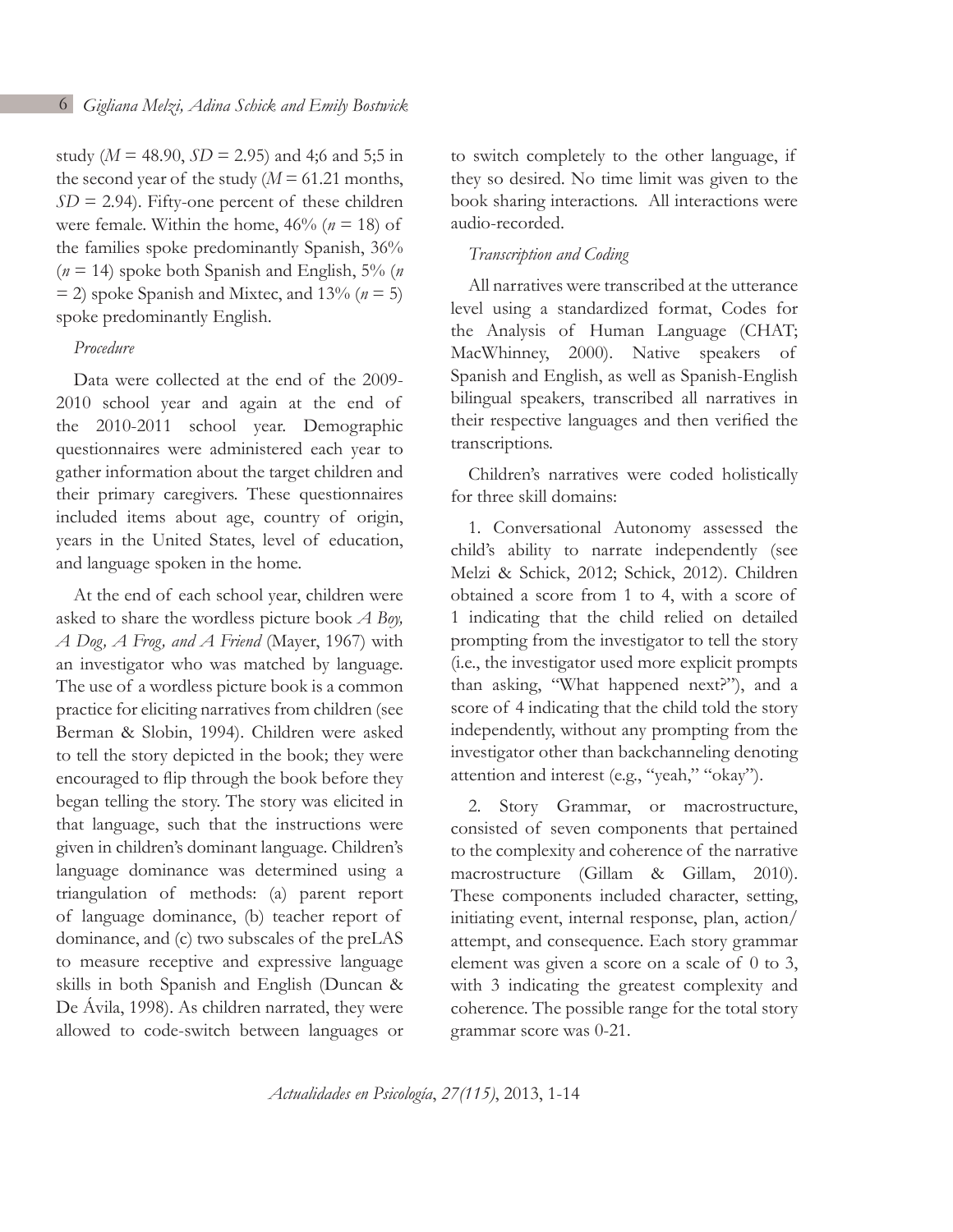study ($M$ = 48.90, $SD$ = 2.95) and 4;6 and 5;5 in the second year of the study ($M$ = 61.21 months, $SD$ = 2.94). Fifty-one percent of these children were female. Within the home, 46% ($n$ = 18) of the families spoke predominantly Spanish, 36% ($n$ = 14) spoke both Spanish and English, 5% ($n$ = 2) spoke Spanish and Mixtec, and 13% ($n$ = 5) spoke predominantly English.

*Procedure*

Data were collected at the end of the 2009-2010 school year and again at the end of the 2010-2011 school year. Demographic questionnaires were administered each year to gather information about the target children and their primary caregivers. These questionnaires included items about age, country of origin, years in the United States, level of education, and language spoken in the home.

At the end of each school year, children were asked to share the wordless picture book *A Boy, A Dog, A Frog, and A Friend* (Mayer, 1967) with an investigator who was matched by language. The use of a wordless picture book is a common practice for eliciting narratives from children (see Berman & Slobin, 1994). Children were asked to tell the story depicted in the book; they were encouraged to flip through the book before they began telling the story. The story was elicited in that language, such that the instructions were given in children's dominant language. Children's language dominance was determined using a triangulation of methods: (a) parent report of language dominance, (b) teacher report of dominance, and (c) two subscales of the preLAS to measure receptive and expressive language skills in both Spanish and English (Duncan & De Ávila, 1998). As children narrated, they were allowed to code-switch between languages or to switch completely to the other language, if they so desired. No time limit was given to the book sharing interactions. All interactions were audio-recorded.

*Transcription and Coding*

All narratives were transcribed at the utterance level using a standardized format, Codes for the Analysis of Human Language (CHAT; MacWhinney, 2000). Native speakers of Spanish and English, as well as Spanish-English bilingual speakers, transcribed all narratives in their respective languages and then verified the transcriptions.

Children's narratives were coded holistically for three skill domains:

1. Conversational Autonomy assessed the child's ability to narrate independently (see Melzi & Schick, 2012; Schick, 2012). Children obtained a score from 1 to 4, with a score of 1 indicating that the child relied on detailed prompting from the investigator to tell the story (i.e., the investigator used more explicit prompts than asking, "What happened next?"), and a score of 4 indicating that the child told the story independently, without any prompting from the investigator other than backchanneling denoting attention and interest (e.g., "yeah," "okay").

2. Story Grammar, or macrostructure, consisted of seven components that pertained to the complexity and coherence of the narrative macrostructure (Gillam & Gillam, 2010). These components included character, setting, initiating event, internal response, plan, action/attempt, and consequence. Each story grammar element was given a score on a scale of 0 to 3, with 3 indicating the greatest complexity and coherence. The possible range for the total story grammar score was 0-21.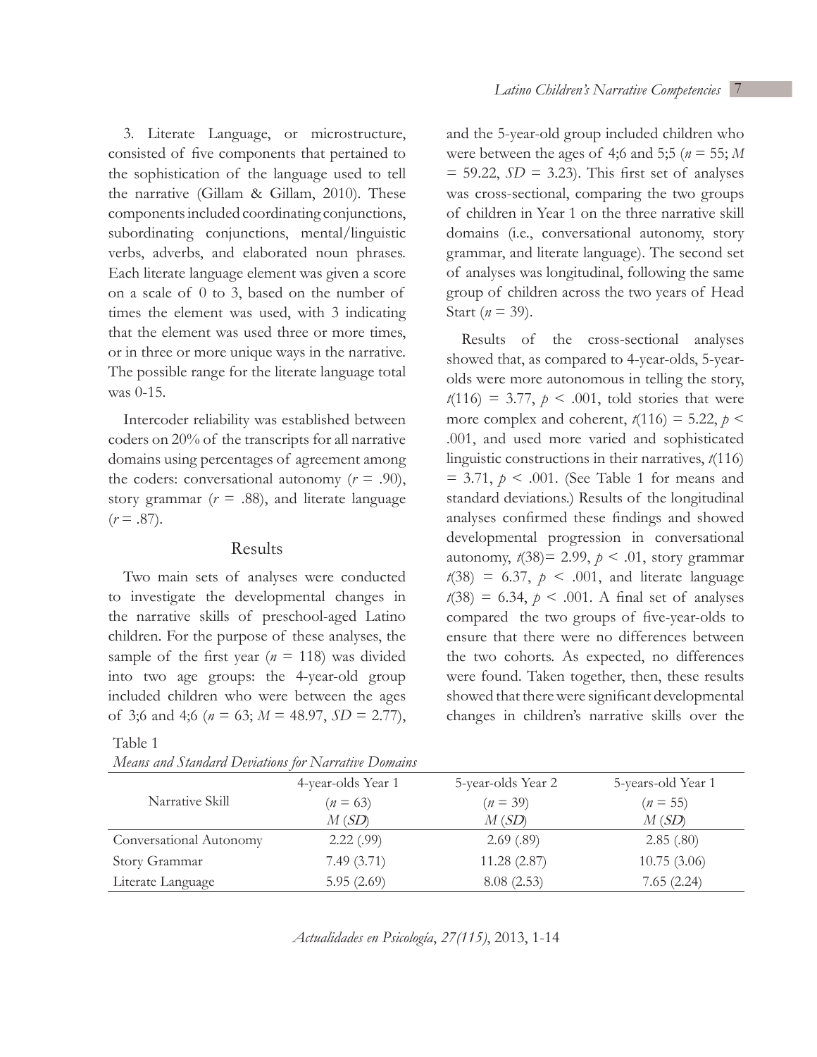3. Literate Language, or microstructure, consisted of five components that pertained to the sophistication of the language used to tell the narrative (Gillam & Gillam, 2010). These components included coordinating conjunctions, subordinating conjunctions, mental/linguistic verbs, adverbs, and elaborated noun phrases. Each literate language element was given a score on a scale of 0 to 3, based on the number of times the element was used, with 3 indicating that the element was used three or more times, or in three or more unique ways in the narrative. The possible range for the literate language total was 0-15.

Intercoder reliability was established between coders on 20% of the transcripts for all narrative domains using percentages of agreement among the coders: conversational autonomy ($r$ = .90), story grammar ($r$ = .88), and literate language ($r$ = .87).

## Results

Two main sets of analyses were conducted to investigate the developmental changes in the narrative skills of preschool-aged Latino children. For the purpose of these analyses, the sample of the first year ($n$ = 118) was divided into two age groups: the 4-year-old group included children who were between the ages of 3;6 and 4;6 ($n$ = 63; $M$ = 48.97, $SD$ = 2.77), and the 5-year-old group included children who were between the ages of 4;6 and 5;5 ($n$ = 55; $M$ = 59.22, $SD$ = 3.23). This first set of analyses was cross-sectional, comparing the two groups of children in Year 1 on the three narrative skill domains (i.e., conversational autonomy, story grammar, and literate language). The second set of analyses was longitudinal, following the same group of children across the two years of Head Start ($n$ = 39).

Results of the cross-sectional analyses showed that, as compared to 4-year-olds, 5-year-olds were more autonomous in telling the story, $t(116) = 3.77$, $p < .001$, told stories that were more complex and coherent, $t(116) = 5.22$, $p < .001$, and used more varied and sophisticated linguistic constructions in their narratives, $t(116) = 3.71$, $p < .001$. (See Table 1 for means and standard deviations.) Results of the longitudinal analyses confirmed these findings and showed developmental progression in conversational autonomy, $t(38) = 2.99$, $p < .01$, story grammar $t(38) = 6.37$, $p < .001$, and literate language $t(38) = 6.34$, $p < .001$. A final set of analyses compared the two groups of five-year-olds to ensure that there were no differences between the two cohorts. As expected, no differences were found. Taken together, then, these results showed that there were significant developmental changes in children's narrative skills over the

Table 1
*Means and Standard Deviations for Narrative Domains*

| Narrative Skill | 4-year-olds Year 1 ($n$ = 63) $M$ ($SD$) | 5-year-olds Year 2 ($n$ = 39) $M$ ($SD$) | 5-years-old Year 1 ($n$ = 55) $M$ ($SD$) |
|---|---|---|---|
| Conversational Autonomy | 2.22 (.99) | 2.69 (.89) | 2.85 (.80) |
| Story Grammar | 7.49 (3.71) | 11.28 (2.87) | 10.75 (3.06) |
| Literate Language | 5.95 (2.69) | 8.08 (2.53) | 7.65 (2.24) |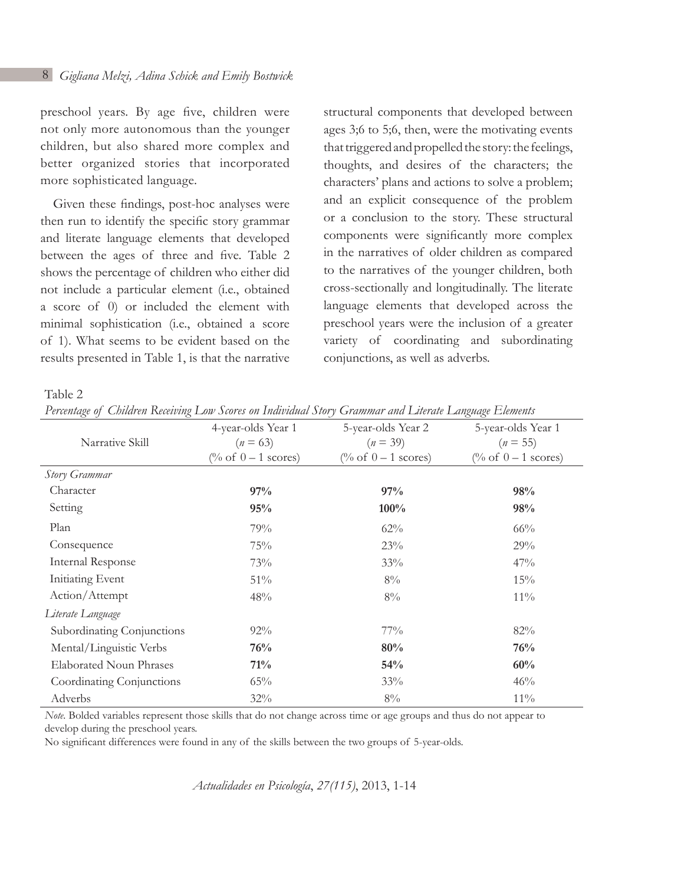preschool years. By age five, children were not only more autonomous than the younger children, but also shared more complex and better organized stories that incorporated more sophisticated language.

Given these findings, post-hoc analyses were then run to identify the specific story grammar and literate language elements that developed between the ages of three and five. Table 2 shows the percentage of children who either did not include a particular element (i.e., obtained a score of 0) or included the element with minimal sophistication (i.e., obtained a score of 1). What seems to be evident based on the results presented in Table 1, is that the narrative structural components that developed between ages 3;6 to 5;6, then, were the motivating events that triggered and propelled the story: the feelings, thoughts, and desires of the characters; the characters' plans and actions to solve a problem; and an explicit consequence of the problem or a conclusion to the story. These structural components were significantly more complex in the narratives of older children as compared to the narratives of the younger children, both cross-sectionally and longitudinally. The literate language elements that developed across the preschool years were the inclusion of a greater variety of coordinating and subordinating conjunctions, as well as adverbs.

Table 2

*Percentage of Children Receiving Low Scores on Individual Story Grammar and Literate Language Elements*

| Narrative Skill | 4-year-olds Year 1 (*n* = 63) (% of 0 – 1 scores) | 5-year-olds Year 2 (*n* = 39) (% of 0 – 1 scores) | 5-year-olds Year 1 (*n* = 55) (% of 0 – 1 scores) |
|---|---|---|---|
| *Story Grammar* | | | |
| Character | **97%** | **97%** | **98%** |
| Setting | **95%** | **100%** | **98%** |
| Plan | 79% | 62% | 66% |
| Consequence | 75% | 23% | 29% |
| Internal Response | 73% | 33% | 47% |
| Initiating Event | 51% | 8% | 15% |
| Action/Attempt | 48% | 8% | 11% |
| *Literate Language* | | | |
| Subordinating Conjunctions | 92% | 77% | 82% |
| Mental/Linguistic Verbs | **76%** | **80%** | **76%** |
| Elaborated Noun Phrases | **71%** | **54%** | **60%** |
| Coordinating Conjunctions | 65% | 33% | 46% |
| Adverbs | 32% | 8% | 11% |

*Note*. Bolded variables represent those skills that do not change across time or age groups and thus do not appear to develop during the preschool years.

No significant differences were found in any of the skills between the two groups of 5-year-olds.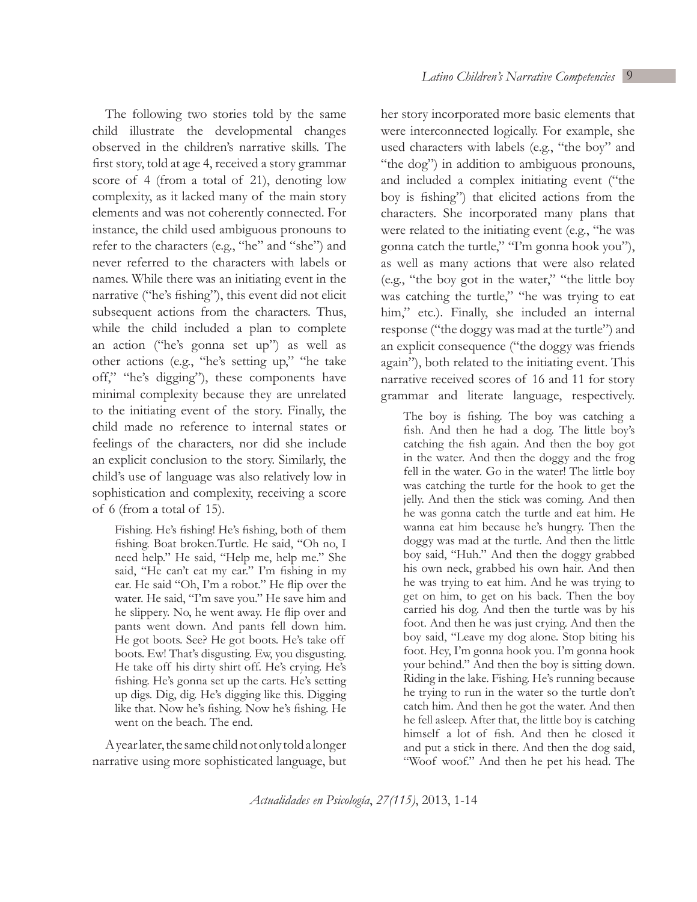The following two stories told by the same child illustrate the developmental changes observed in the children's narrative skills. The first story, told at age 4, received a story grammar score of 4 (from a total of 21), denoting low complexity, as it lacked many of the main story elements and was not coherently connected. For instance, the child used ambiguous pronouns to refer to the characters (e.g., "he" and "she") and never referred to the characters with labels or names. While there was an initiating event in the narrative ("he's fishing"), this event did not elicit subsequent actions from the characters. Thus, while the child included a plan to complete an action ("he's gonna set up") as well as other actions (e.g., "he's setting up," "he take off," "he's digging"), these components have minimal complexity because they are unrelated to the initiating event of the story. Finally, the child made no reference to internal states or feelings of the characters, nor did she include an explicit conclusion to the story. Similarly, the child's use of language was also relatively low in sophistication and complexity, receiving a score of 6 (from a total of 15).

> Fishing. He's fishing! He's fishing, both of them fishing. Boat broken.Turtle. He said, "Oh no, I need help." He said, "Help me, help me." She said, "He can't eat my ear." I'm fishing in my ear. He said "Oh, I'm a robot." He flip over the water. He said, "I'm save you." He save him and he slippery. No, he went away. He flip over and pants went down. And pants fell down him. He got boots. See? He got boots. He's take off boots. Ew! That's disgusting. Ew, you disgusting. He take off his dirty shirt off. He's crying. He's fishing. He's gonna set up the carts. He's setting up digs. Dig, dig. He's digging like this. Digging like that. Now he's fishing. Now he's fishing. He went on the beach. The end.

A year later, the same child not only told a longer narrative using more sophisticated language, but her story incorporated more basic elements that were interconnected logically. For example, she used characters with labels (e.g., "the boy" and "the dog") in addition to ambiguous pronouns, and included a complex initiating event ("the boy is fishing") that elicited actions from the characters. She incorporated many plans that were related to the initiating event (e.g., "he was gonna catch the turtle," "I'm gonna hook you"), as well as many actions that were also related (e.g., "the boy got in the water," "the little boy was catching the turtle," "he was trying to eat him," etc.). Finally, she included an internal response ("the doggy was mad at the turtle") and an explicit consequence ("the doggy was friends again"), both related to the initiating event. This narrative received scores of 16 and 11 for story grammar and literate language, respectively.

> The boy is fishing. The boy was catching a fish. And then he had a dog. The little boy's catching the fish again. And then the boy got in the water. And then the doggy and the frog fell in the water. Go in the water! The little boy was catching the turtle for the hook to get the jelly. And then the stick was coming. And then he was gonna catch the turtle and eat him. He wanna eat him because he's hungry. Then the doggy was mad at the turtle. And then the little boy said, "Huh." And then the doggy grabbed his own neck, grabbed his own hair. And then he was trying to eat him. And he was trying to get on him, to get on his back. Then the boy carried his dog. And then the turtle was by his foot. And then he was just crying. And then the boy said, "Leave my dog alone. Stop biting his foot. Hey, I'm gonna hook you. I'm gonna hook your behind." And then the boy is sitting down. Riding in the lake. Fishing. He's running because he trying to run in the water so the turtle don't catch him. And then he got the water. And then he fell asleep. After that, the little boy is catching himself a lot of fish. And then he closed it and put a stick in there. And then the dog said, "Woof woof." And then he pet his head. The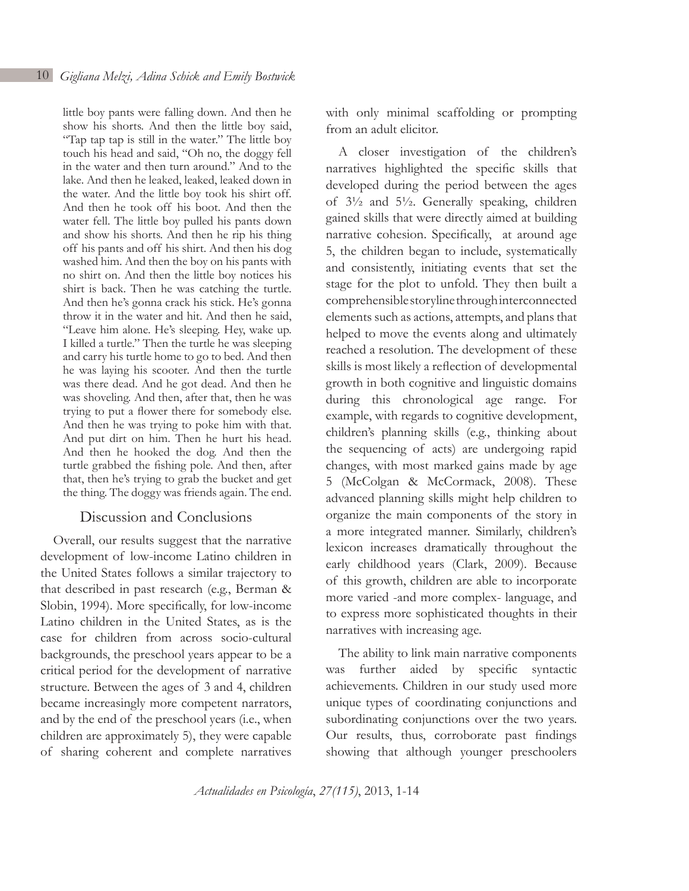little boy pants were falling down. And then he show his shorts. And then the little boy said, "Tap tap tap is still in the water." The little boy touch his head and said, "Oh no, the doggy fell in the water and then turn around." And to the lake. And then he leaked, leaked, leaked down in the water. And the little boy took his shirt off. And then he took off his boot. And then the water fell. The little boy pulled his pants down and show his shorts. And then he rip his thing off his pants and off his shirt. And then his dog washed him. And then the boy on his pants with no shirt on. And then the little boy notices his shirt is back. Then he was catching the turtle. And then he's gonna crack his stick. He's gonna throw it in the water and hit. And then he said, "Leave him alone. He's sleeping. Hey, wake up. I killed a turtle." Then the turtle he was sleeping and carry his turtle home to go to bed. And then he was laying his scooter. And then the turtle was there dead. And he got dead. And then he was shoveling. And then, after that, then he was trying to put a flower there for somebody else. And then he was trying to poke him with that. And put dirt on him. Then he hurt his head. And then he hooked the dog. And then the turtle grabbed the fishing pole. And then, after that, then he's trying to grab the bucket and get the thing. The doggy was friends again. The end.

## Discussion and Conclusions

Overall, our results suggest that the narrative development of low-income Latino children in the United States follows a similar trajectory to that described in past research (e.g., Berman & Slobin, 1994). More specifically, for low-income Latino children in the United States, as is the case for children from across socio-cultural backgrounds, the preschool years appear to be a critical period for the development of narrative structure. Between the ages of 3 and 4, children became increasingly more competent narrators, and by the end of the preschool years (i.e., when children are approximately 5), they were capable of sharing coherent and complete narratives with only minimal scaffolding or prompting from an adult elicitor.

A closer investigation of the children's narratives highlighted the specific skills that developed during the period between the ages of 3½ and 5½. Generally speaking, children gained skills that were directly aimed at building narrative cohesion. Specifically, at around age 5, the children began to include, systematically and consistently, initiating events that set the stage for the plot to unfold. They then built a comprehensible storyline through interconnected elements such as actions, attempts, and plans that helped to move the events along and ultimately reached a resolution. The development of these skills is most likely a reflection of developmental growth in both cognitive and linguistic domains during this chronological age range. For example, with regards to cognitive development, children's planning skills (e.g., thinking about the sequencing of acts) are undergoing rapid changes, with most marked gains made by age 5 (McColgan & McCormack, 2008). These advanced planning skills might help children to organize the main components of the story in a more integrated manner. Similarly, children's lexicon increases dramatically throughout the early childhood years (Clark, 2009). Because of this growth, children are able to incorporate more varied -and more complex- language, and to express more sophisticated thoughts in their narratives with increasing age.

The ability to link main narrative components was further aided by specific syntactic achievements. Children in our study used more unique types of coordinating conjunctions and subordinating conjunctions over the two years. Our results, thus, corroborate past findings showing that although younger preschoolers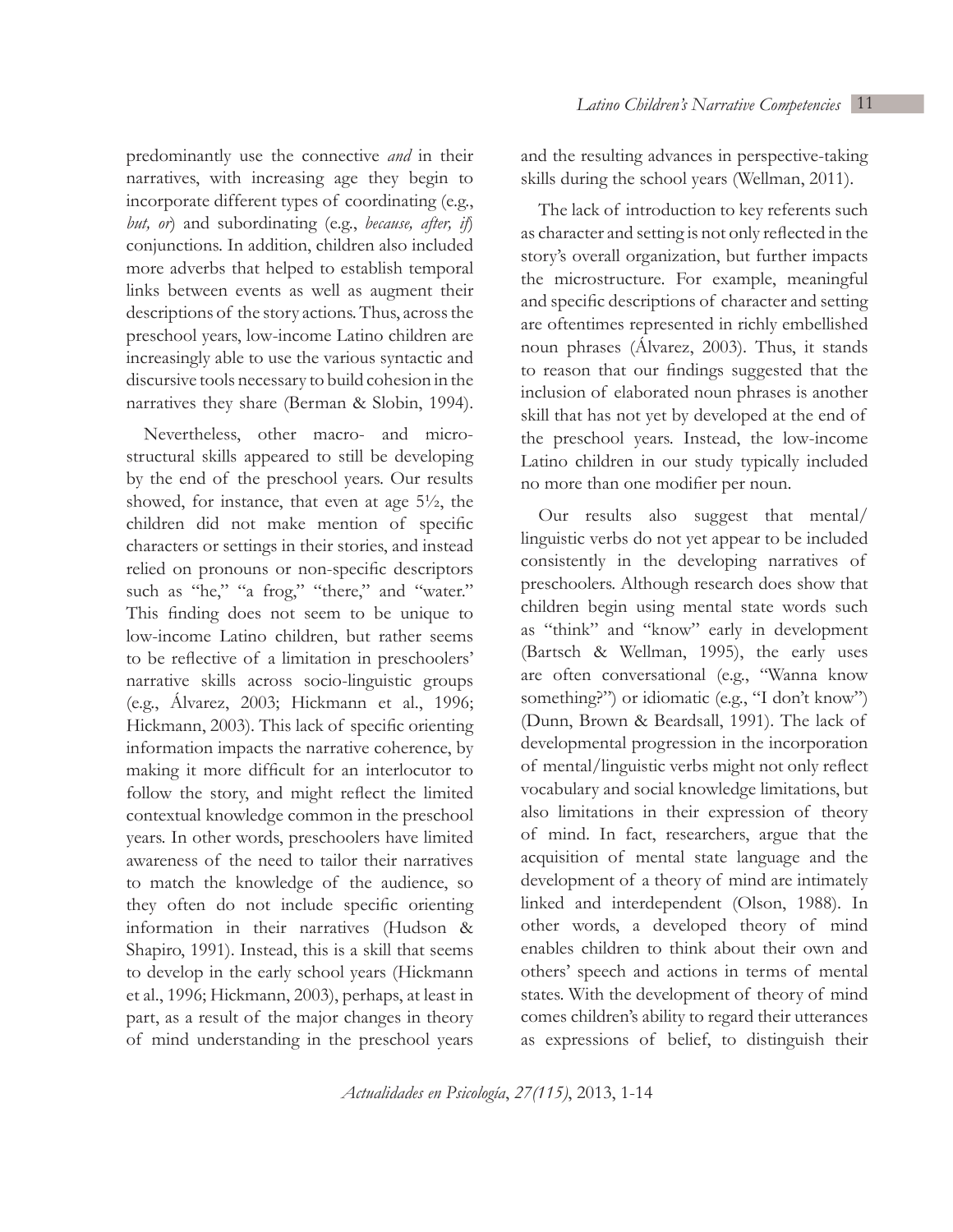predominantly use the connective *and* in their narratives, with increasing age they begin to incorporate different types of coordinating (e.g., *but, or*) and subordinating (e.g., *because, after, if*) conjunctions. In addition, children also included more adverbs that helped to establish temporal links between events as well as augment their descriptions of the story actions. Thus, across the preschool years, low-income Latino children are increasingly able to use the various syntactic and discursive tools necessary to build cohesion in the narratives they share (Berman & Slobin, 1994).

Nevertheless, other macro- and micro-structural skills appeared to still be developing by the end of the preschool years. Our results showed, for instance, that even at age 5½, the children did not make mention of specific characters or settings in their stories, and instead relied on pronouns or non-specific descriptors such as "he," "a frog," "there," and "water." This finding does not seem to be unique to low-income Latino children, but rather seems to be reflective of a limitation in preschoolers' narrative skills across socio-linguistic groups (e.g., Álvarez, 2003; Hickmann et al., 1996; Hickmann, 2003). This lack of specific orienting information impacts the narrative coherence, by making it more difficult for an interlocutor to follow the story, and might reflect the limited contextual knowledge common in the preschool years. In other words, preschoolers have limited awareness of the need to tailor their narratives to match the knowledge of the audience, so they often do not include specific orienting information in their narratives (Hudson & Shapiro, 1991). Instead, this is a skill that seems to develop in the early school years (Hickmann et al., 1996; Hickmann, 2003), perhaps, at least in part, as a result of the major changes in theory of mind understanding in the preschool years and the resulting advances in perspective-taking skills during the school years (Wellman, 2011).

The lack of introduction to key referents such as character and setting is not only reflected in the story's overall organization, but further impacts the microstructure. For example, meaningful and specific descriptions of character and setting are oftentimes represented in richly embellished noun phrases (Álvarez, 2003). Thus, it stands to reason that our findings suggested that the inclusion of elaborated noun phrases is another skill that has not yet by developed at the end of the preschool years. Instead, the low-income Latino children in our study typically included no more than one modifier per noun.

Our results also suggest that mental/linguistic verbs do not yet appear to be included consistently in the developing narratives of preschoolers. Although research does show that children begin using mental state words such as "think" and "know" early in development (Bartsch & Wellman, 1995), the early uses are often conversational (e.g., "Wanna know something?") or idiomatic (e.g., "I don't know") (Dunn, Brown & Beardsall, 1991). The lack of developmental progression in the incorporation of mental/linguistic verbs might not only reflect vocabulary and social knowledge limitations, but also limitations in their expression of theory of mind. In fact, researchers, argue that the acquisition of mental state language and the development of a theory of mind are intimately linked and interdependent (Olson, 1988). In other words, a developed theory of mind enables children to think about their own and others' speech and actions in terms of mental states. With the development of theory of mind comes children's ability to regard their utterances as expressions of belief, to distinguish their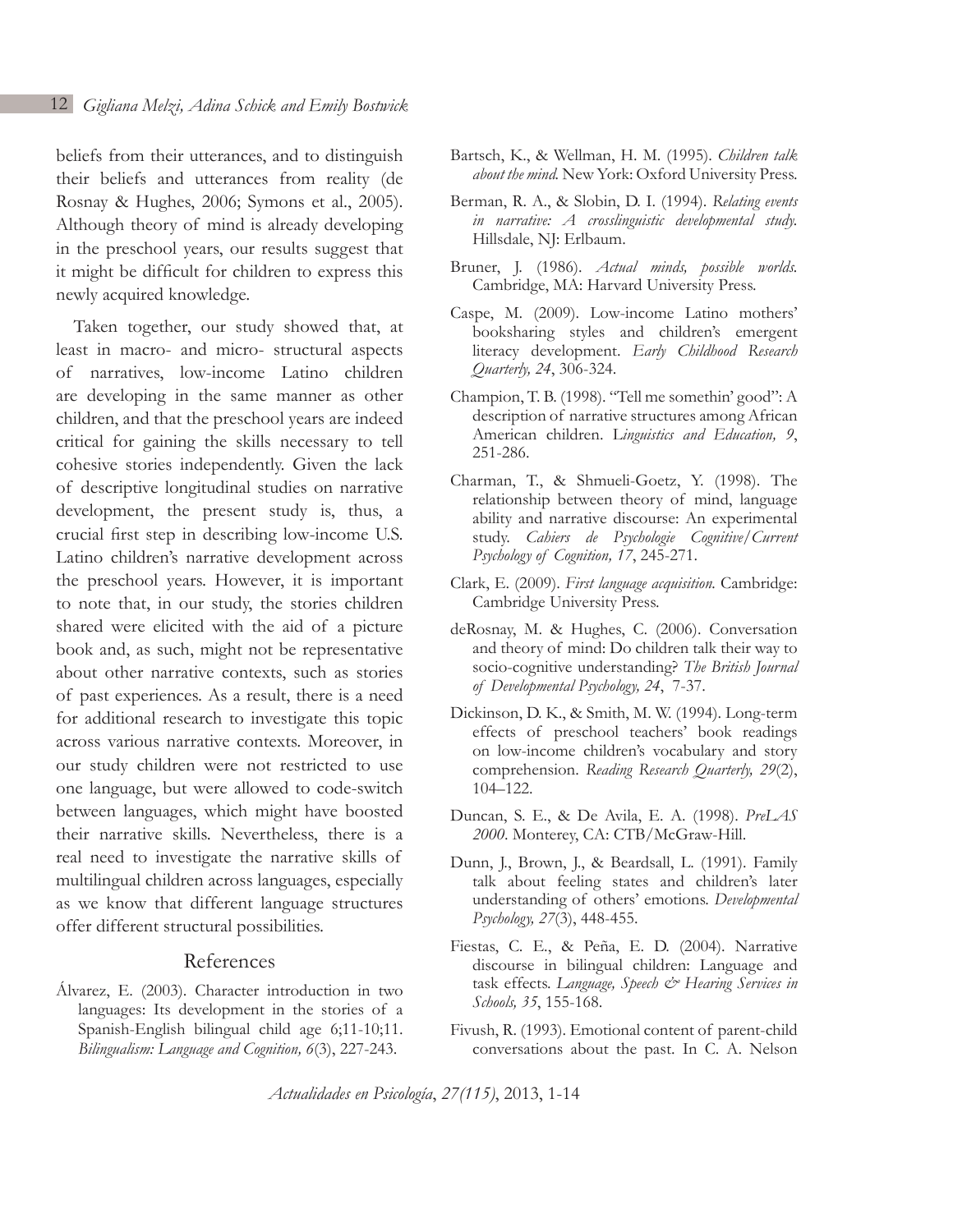beliefs from their utterances, and to distinguish their beliefs and utterances from reality (de Rosnay & Hughes, 2006; Symons et al., 2005). Although theory of mind is already developing in the preschool years, our results suggest that it might be difficult for children to express this newly acquired knowledge.

Taken together, our study showed that, at least in macro- and micro- structural aspects of narratives, low-income Latino children are developing in the same manner as other children, and that the preschool years are indeed critical for gaining the skills necessary to tell cohesive stories independently. Given the lack of descriptive longitudinal studies on narrative development, the present study is, thus, a crucial first step in describing low-income U.S. Latino children's narrative development across the preschool years. However, it is important to note that, in our study, the stories children shared were elicited with the aid of a picture book and, as such, might not be representative about other narrative contexts, such as stories of past experiences. As a result, there is a need for additional research to investigate this topic across various narrative contexts. Moreover, in our study children were not restricted to use one language, but were allowed to code-switch between languages, which might have boosted their narrative skills. Nevertheless, there is a real need to investigate the narrative skills of multilingual children across languages, especially as we know that different language structures offer different structural possibilities.

## References

Álvarez, E. (2003). Character introduction in two languages: Its development in the stories of a Spanish-English bilingual child age 6;11-10;11. *Bilingualism: Language and Cognition, 6*(3), 227-243.

Bartsch, K., & Wellman, H. M. (1995). *Children talk about the mind.* New York: Oxford University Press.

Berman, R. A., & Slobin, D. I. (1994). *Relating events in narrative: A crosslinguistic developmental study.* Hillsdale, NJ: Erlbaum.

Bruner, J. (1986). *Actual minds, possible worlds.* Cambridge, MA: Harvard University Press.

Caspe, M. (2009). Low-income Latino mothers' booksharing styles and children's emergent literacy development. *Early Childhood Research Quarterly, 24*, 306-324.

Champion, T. B. (1998). "Tell me somethin' good": A description of narrative structures among African American children. L*inguistics and Education, 9*, 251-286.

Charman, T., & Shmueli-Goetz, Y. (1998). The relationship between theory of mind, language ability and narrative discourse: An experimental study. *Cahiers de Psychologie Cognitive/Current Psychology of Cognition, 17*, 245-271.

Clark, E. (2009). *First language acquisition.* Cambridge: Cambridge University Press.

deRosnay, M. & Hughes, C. (2006). Conversation and theory of mind: Do children talk their way to socio-cognitive understanding? *The British Journal of Developmental Psychology, 24*, 7-37.

Dickinson, D. K., & Smith, M. W. (1994). Long-term effects of preschool teachers' book readings on low-income children's vocabulary and story comprehension. *Reading Research Quarterly, 29*(2), 104–122.

Duncan, S. E., & De Avila, E. A. (1998). *PreLAS 2000*. Monterey, CA: CTB/McGraw-Hill.

Dunn, J., Brown, J., & Beardsall, L. (1991). Family talk about feeling states and children's later understanding of others' emotions. *Developmental Psychology, 27*(3), 448-455.

Fiestas, C. E., & Peña, E. D. (2004). Narrative discourse in bilingual children: Language and task effects. *Language, Speech & Hearing Services in Schools, 35*, 155-168.

Fivush, R. (1993). Emotional content of parent-child conversations about the past. In C. A. Nelson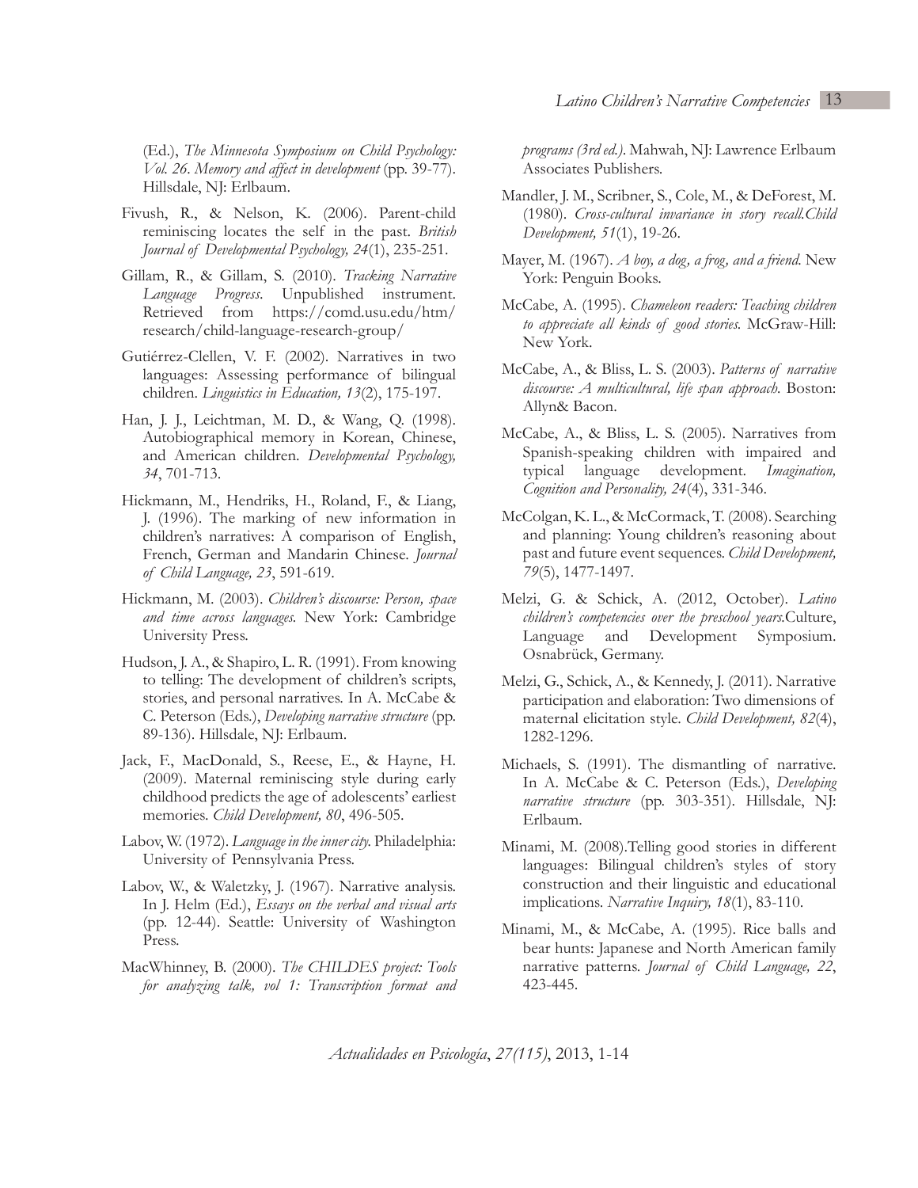(Ed.), *The Minnesota Symposium on Child Psychology: Vol. 26. Memory and affect in development* (pp. 39-77). Hillsdale, NJ: Erlbaum.

Fivush, R., & Nelson, K. (2006). Parent-child reminiscing locates the self in the past. *British Journal of Developmental Psychology, 24*(1), 235-251.

Gillam, R., & Gillam, S. (2010). *Tracking Narrative Language Progress*. Unpublished instrument. Retrieved from https://comd.usu.edu/htm/research/child-language-research-group/

Gutiérrez-Clellen, V. F. (2002). Narratives in two languages: Assessing performance of bilingual children. *Linguistics in Education, 13*(2), 175-197.

Han, J. J., Leichtman, M. D., & Wang, Q. (1998). Autobiographical memory in Korean, Chinese, and American children. *Developmental Psychology, 34*, 701-713.

Hickmann, M., Hendriks, H., Roland, F., & Liang, J. (1996). The marking of new information in children's narratives: A comparison of English, French, German and Mandarin Chinese. *Journal of Child Language, 23*, 591-619.

Hickmann, M. (2003). *Children's discourse: Person, space and time across languages.* New York: Cambridge University Press.

Hudson, J. A., & Shapiro, L. R. (1991). From knowing to telling: The development of children's scripts, stories, and personal narratives. In A. McCabe & C. Peterson (Eds.), *Developing narrative structure* (pp. 89-136). Hillsdale, NJ: Erlbaum.

Jack, F., MacDonald, S., Reese, E., & Hayne, H. (2009). Maternal reminiscing style during early childhood predicts the age of adolescents' earliest memories. *Child Development, 80*, 496-505.

Labov, W. (1972). *Language in the inner city.* Philadelphia: University of Pennsylvania Press.

Labov, W., & Waletzky, J. (1967). Narrative analysis. In J. Helm (Ed.), *Essays on the verbal and visual arts* (pp. 12-44). Seattle: University of Washington Press.

MacWhinney, B. (2000). *The CHILDES project: Tools for analyzing talk, vol 1: Transcription format and programs (3rd ed.)*. Mahwah, NJ: Lawrence Erlbaum Associates Publishers.

Mandler, J. M., Scribner, S., Cole, M., & DeForest, M. (1980). *Cross-cultural invariance in story recall.Child Development, 51*(1), 19-26.

Mayer, M. (1967). *A boy, a dog, a frog, and a friend.* New York: Penguin Books.

McCabe, A. (1995). *Chameleon readers: Teaching children to appreciate all kinds of good stories.* McGraw-Hill: New York.

McCabe, A., & Bliss, L. S. (2003). *Patterns of narrative discourse: A multicultural, life span approach.* Boston: Allyn& Bacon.

McCabe, A., & Bliss, L. S. (2005). Narratives from Spanish-speaking children with impaired and typical language development. *Imagination, Cognition and Personality, 24*(4), 331-346.

McColgan, K. L., & McCormack, T. (2008). Searching and planning: Young children's reasoning about past and future event sequences. *Child Development, 79*(5), 1477-1497.

Melzi, G. & Schick, A. (2012, October). *Latino children's competencies over the preschool years.*Culture, Language and Development Symposium. Osnabrück, Germany.

Melzi, G., Schick, A., & Kennedy, J. (2011). Narrative participation and elaboration: Two dimensions of maternal elicitation style. *Child Development, 82*(4), 1282-1296.

Michaels, S. (1991). The dismantling of narrative. In A. McCabe & C. Peterson (Eds.), *Developing narrative structure* (pp. 303-351). Hillsdale, NJ: Erlbaum.

Minami, M. (2008).Telling good stories in different languages: Bilingual children's styles of story construction and their linguistic and educational implications. *Narrative Inquiry, 18*(1), 83-110.

Minami, M., & McCabe, A. (1995). Rice balls and bear hunts: Japanese and North American family narrative patterns. *Journal of Child Language, 22*, 423-445.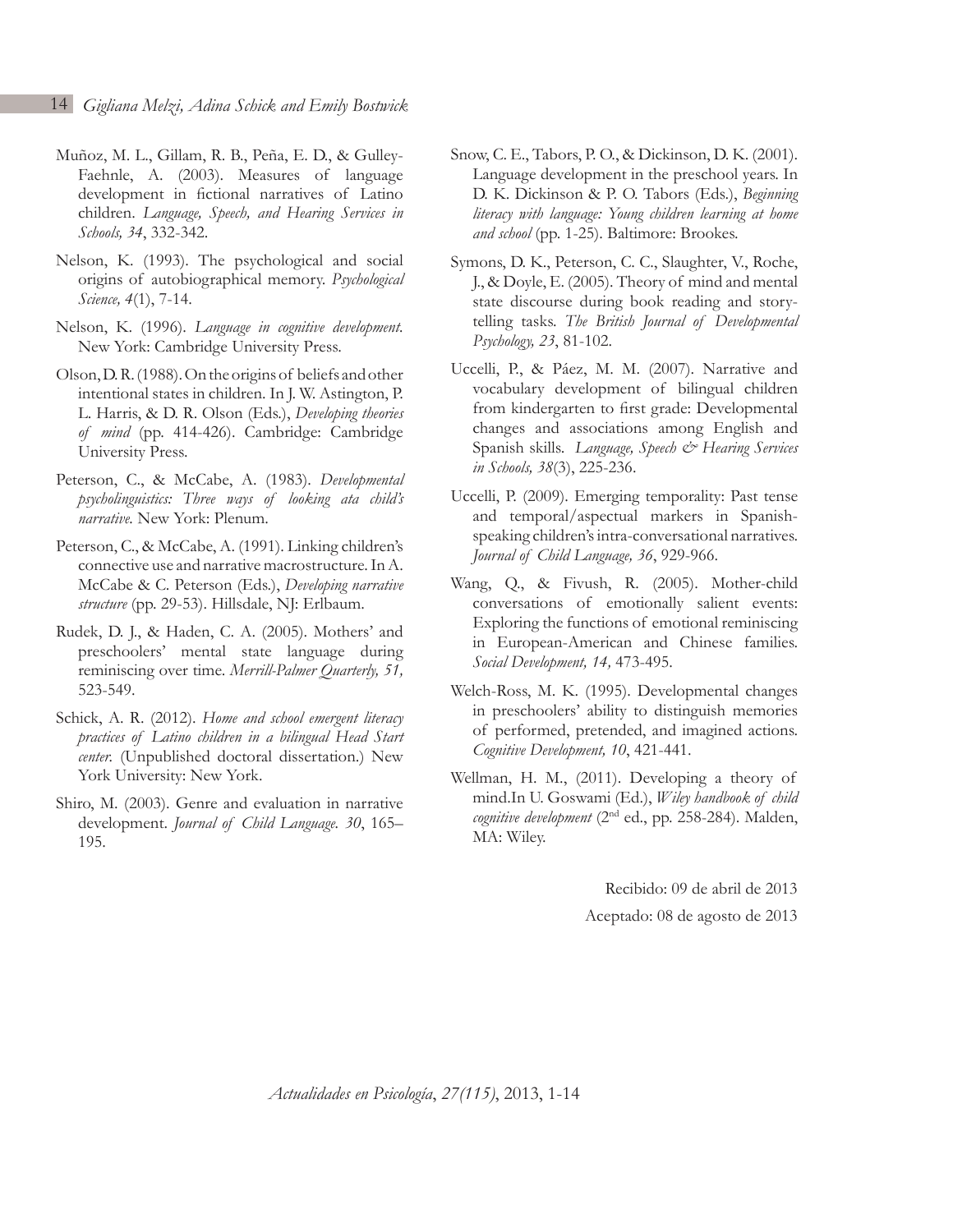Muñoz, M. L., Gillam, R. B., Peña, E. D., & Gulley-Faehnle, A. (2003). Measures of language development in fictional narratives of Latino children. *Language, Speech, and Hearing Services in Schools, 34*, 332-342.

Nelson, K. (1993). The psychological and social origins of autobiographical memory. *Psychological Science, 4*(1), 7-14.

Nelson, K. (1996). *Language in cognitive development.* New York: Cambridge University Press.

Olson, D. R. (1988). On the origins of beliefs and other intentional states in children. In J. W. Astington, P. L. Harris, & D. R. Olson (Eds.), *Developing theories of mind* (pp. 414-426). Cambridge: Cambridge University Press.

Peterson, C., & McCabe, A. (1983). *Developmental psycholinguistics: Three ways of looking ata child's narrative.* New York: Plenum.

Peterson, C., & McCabe, A. (1991). Linking children's connective use and narrative macrostructure. In A. McCabe & C. Peterson (Eds.), *Developing narrative structure* (pp. 29-53). Hillsdale, NJ: Erlbaum.

Rudek, D. J., & Haden, C. A. (2005). Mothers' and preschoolers' mental state language during reminiscing over time. *Merrill-Palmer Quarterly, 51,* 523-549.

Schick, A. R. (2012). *Home and school emergent literacy practices of Latino children in a bilingual Head Start center.* (Unpublished doctoral dissertation.) New York University: New York.

Shiro, M. (2003). Genre and evaluation in narrative development. *Journal of Child Language. 30*, 165–195.

Snow, C. E., Tabors, P. O., & Dickinson, D. K. (2001). Language development in the preschool years. In D. K. Dickinson & P. O. Tabors (Eds.), *Beginning literacy with language: Young children learning at home and school* (pp. 1-25). Baltimore: Brookes.

Symons, D. K., Peterson, C. C., Slaughter, V., Roche, J., & Doyle, E. (2005). Theory of mind and mental state discourse during book reading and story-telling tasks. *The British Journal of Developmental Psychology, 23*, 81-102.

Uccelli, P., & Páez, M. M. (2007). Narrative and vocabulary development of bilingual children from kindergarten to first grade: Developmental changes and associations among English and Spanish skills. *Language, Speech & Hearing Services in Schools, 38*(3), 225-236.

Uccelli, P. (2009). Emerging temporality: Past tense and temporal/aspectual markers in Spanish-speaking children's intra-conversational narratives. *Journal of Child Language, 36*, 929-966.

Wang, Q., & Fivush, R. (2005). Mother-child conversations of emotionally salient events: Exploring the functions of emotional reminiscing in European-American and Chinese families. *Social Development, 14,* 473-495.

Welch-Ross, M. K. (1995). Developmental changes in preschoolers' ability to distinguish memories of performed, pretended, and imagined actions. *Cognitive Development, 10*, 421-441.

Wellman, H. M., (2011). Developing a theory of mind.In U. Goswami (Ed.), *Wiley handbook of child cognitive development* (2nd ed., pp. 258-284). Malden, MA: Wiley.

Recibido: 09 de abril de 2013
Aceptado: 08 de agosto de 2013